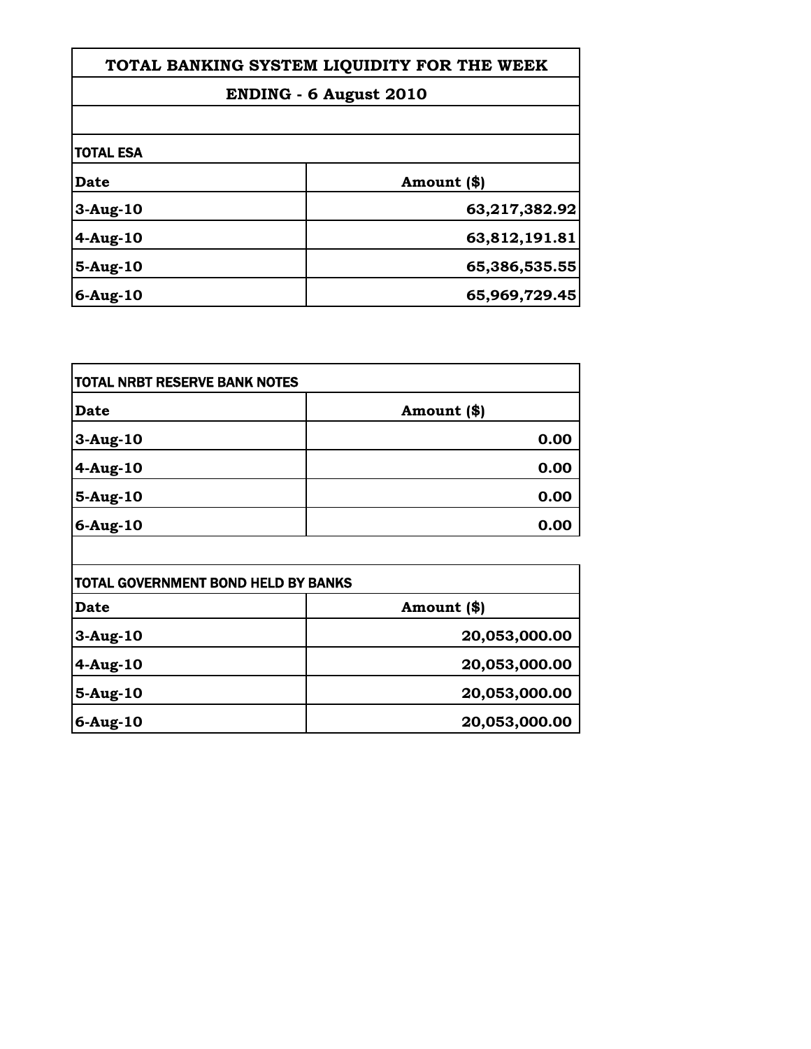# TOTAL BANKING SYSTEM LIQUIDITY FOR THE WEEK

## ENDING - 6 August 2010

### TOTAL ESA

| Date | Amount ($) |
|---|---|
| 3-Aug-10 | 63,217,382.92 |
| 4-Aug-10 | 63,812,191.81 |
| 5-Aug-10 | 65,386,535.55 |
| 6-Aug-10 | 65,969,729.45 |

### TOTAL NRBT RESERVE BANK NOTES

| Date | Amount ($) |
|---|---|
| 3-Aug-10 | 0.00 |
| 4-Aug-10 | 0.00 |
| 5-Aug-10 | 0.00 |
| 6-Aug-10 | 0.00 |

### TOTAL GOVERNMENT BOND HELD BY BANKS

| Date | Amount ($) |
|---|---|
| 3-Aug-10 | 20,053,000.00 |
| 4-Aug-10 | 20,053,000.00 |
| 5-Aug-10 | 20,053,000.00 |
| 6-Aug-10 | 20,053,000.00 |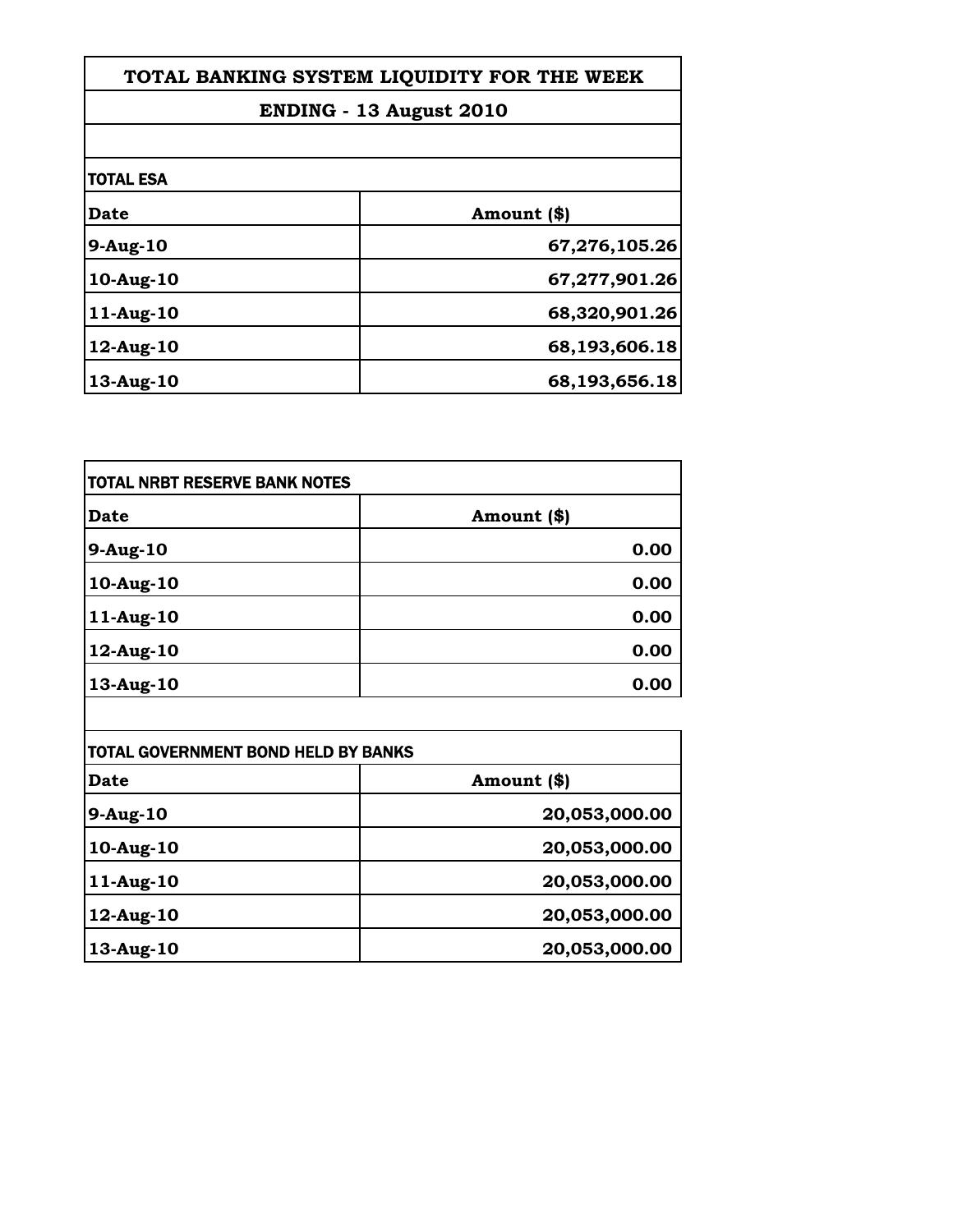# TOTAL BANKING SYSTEM LIQUIDITY FOR THE WEEK

## ENDING - 13 August 2010

### TOTAL ESA

| Date | Amount ($) |
| --- | --- |
| 9-Aug-10 | 67,276,105.26 |
| 10-Aug-10 | 67,277,901.26 |
| 11-Aug-10 | 68,320,901.26 |
| 12-Aug-10 | 68,193,606.18 |
| 13-Aug-10 | 68,193,656.18 |

### TOTAL NRBT RESERVE BANK NOTES

| Date | Amount ($) |
| --- | --- |
| 9-Aug-10 | 0.00 |
| 10-Aug-10 | 0.00 |
| 11-Aug-10 | 0.00 |
| 12-Aug-10 | 0.00 |
| 13-Aug-10 | 0.00 |

### TOTAL GOVERNMENT BOND HELD BY BANKS

| Date | Amount ($) |
| --- | --- |
| 9-Aug-10 | 20,053,000.00 |
| 10-Aug-10 | 20,053,000.00 |
| 11-Aug-10 | 20,053,000.00 |
| 12-Aug-10 | 20,053,000.00 |
| 13-Aug-10 | 20,053,000.00 |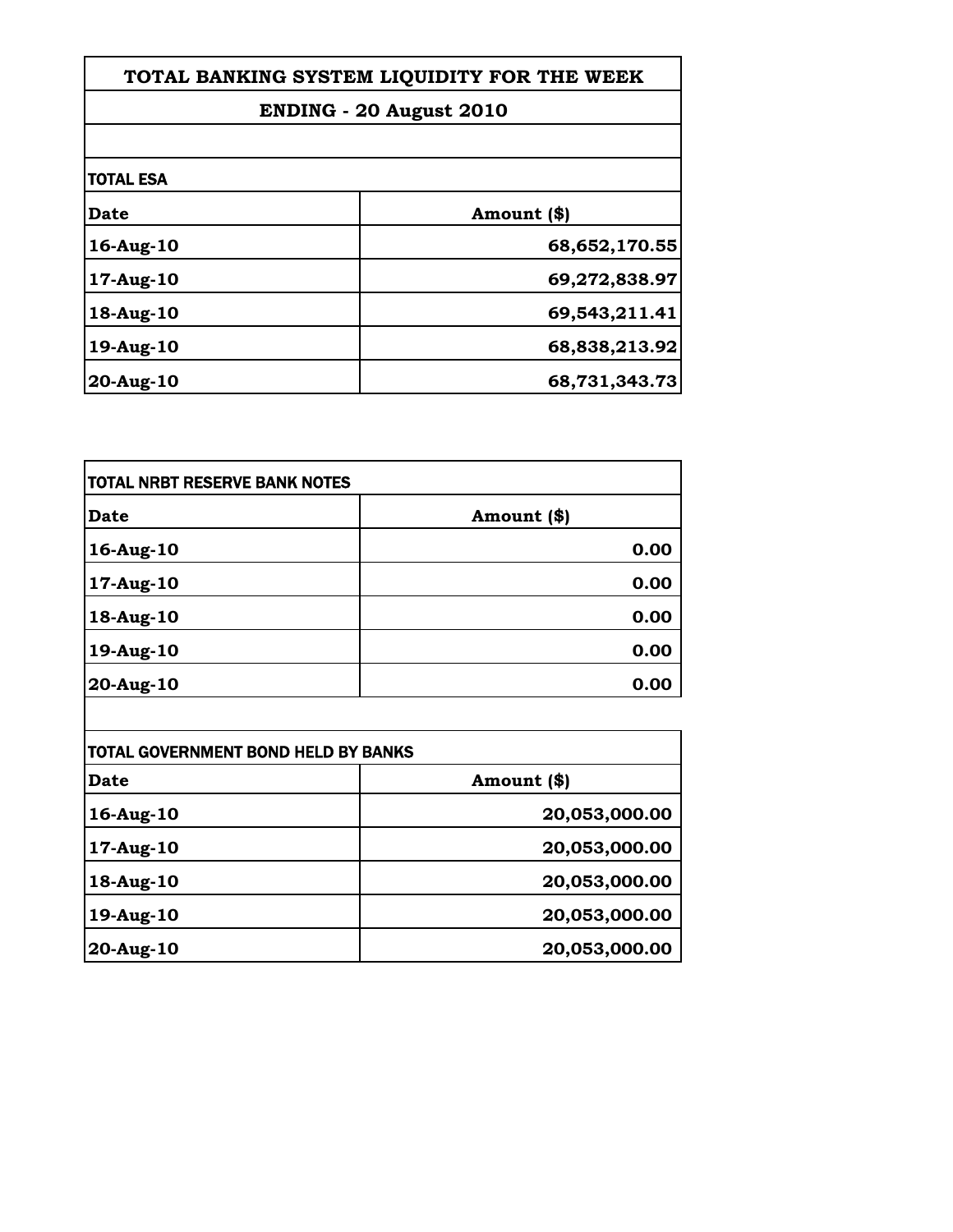# TOTAL BANKING SYSTEM LIQUIDITY FOR THE WEEK

## ENDING - 20 August 2010

**TOTAL ESA**

| Date | Amount ($) |
|---|---|
| 16-Aug-10 | 68,652,170.55 |
| 17-Aug-10 | 69,272,838.97 |
| 18-Aug-10 | 69,543,211.41 |
| 19-Aug-10 | 68,838,213.92 |
| 20-Aug-10 | 68,731,343.73 |

**TOTAL NRBT RESERVE BANK NOTES**

| Date | Amount ($) |
|---|---|
| 16-Aug-10 | 0.00 |
| 17-Aug-10 | 0.00 |
| 18-Aug-10 | 0.00 |
| 19-Aug-10 | 0.00 |
| 20-Aug-10 | 0.00 |

**TOTAL GOVERNMENT BOND HELD BY BANKS**

| Date | Amount ($) |
|---|---|
| 16-Aug-10 | 20,053,000.00 |
| 17-Aug-10 | 20,053,000.00 |
| 18-Aug-10 | 20,053,000.00 |
| 19-Aug-10 | 20,053,000.00 |
| 20-Aug-10 | 20,053,000.00 |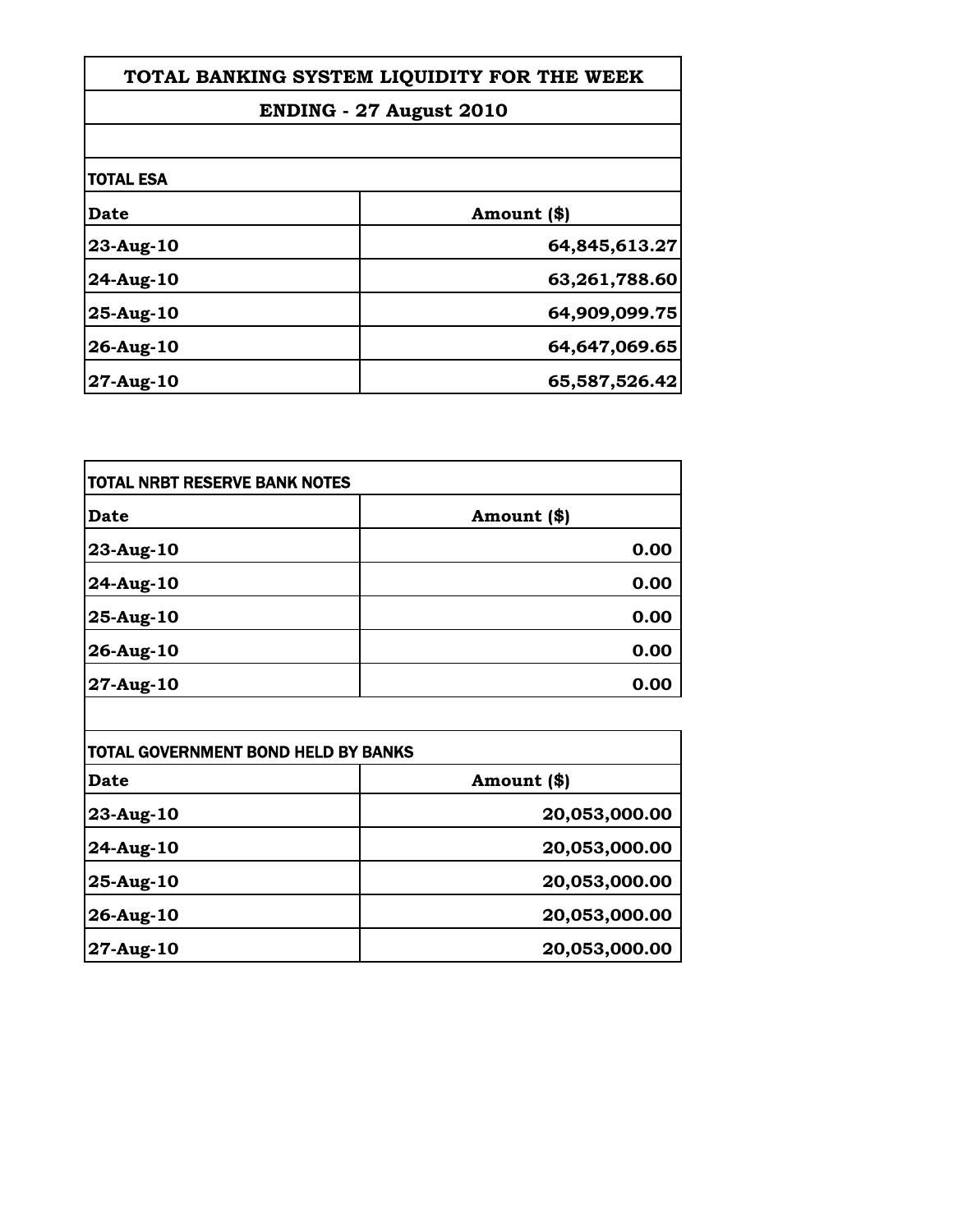# TOTAL BANKING SYSTEM LIQUIDITY FOR THE WEEK

## ENDING - 27 August 2010

### TOTAL ESA

| Date | Amount ($) |
|---|---|
| 23-Aug-10 | 64,845,613.27 |
| 24-Aug-10 | 63,261,788.60 |
| 25-Aug-10 | 64,909,099.75 |
| 26-Aug-10 | 64,647,069.65 |
| 27-Aug-10 | 65,587,526.42 |

### TOTAL NRBT RESERVE BANK NOTES

| Date | Amount ($) |
|---|---|
| 23-Aug-10 | 0.00 |
| 24-Aug-10 | 0.00 |
| 25-Aug-10 | 0.00 |
| 26-Aug-10 | 0.00 |
| 27-Aug-10 | 0.00 |

### TOTAL GOVERNMENT BOND HELD BY BANKS

| Date | Amount ($) |
|---|---|
| 23-Aug-10 | 20,053,000.00 |
| 24-Aug-10 | 20,053,000.00 |
| 25-Aug-10 | 20,053,000.00 |
| 26-Aug-10 | 20,053,000.00 |
| 27-Aug-10 | 20,053,000.00 |